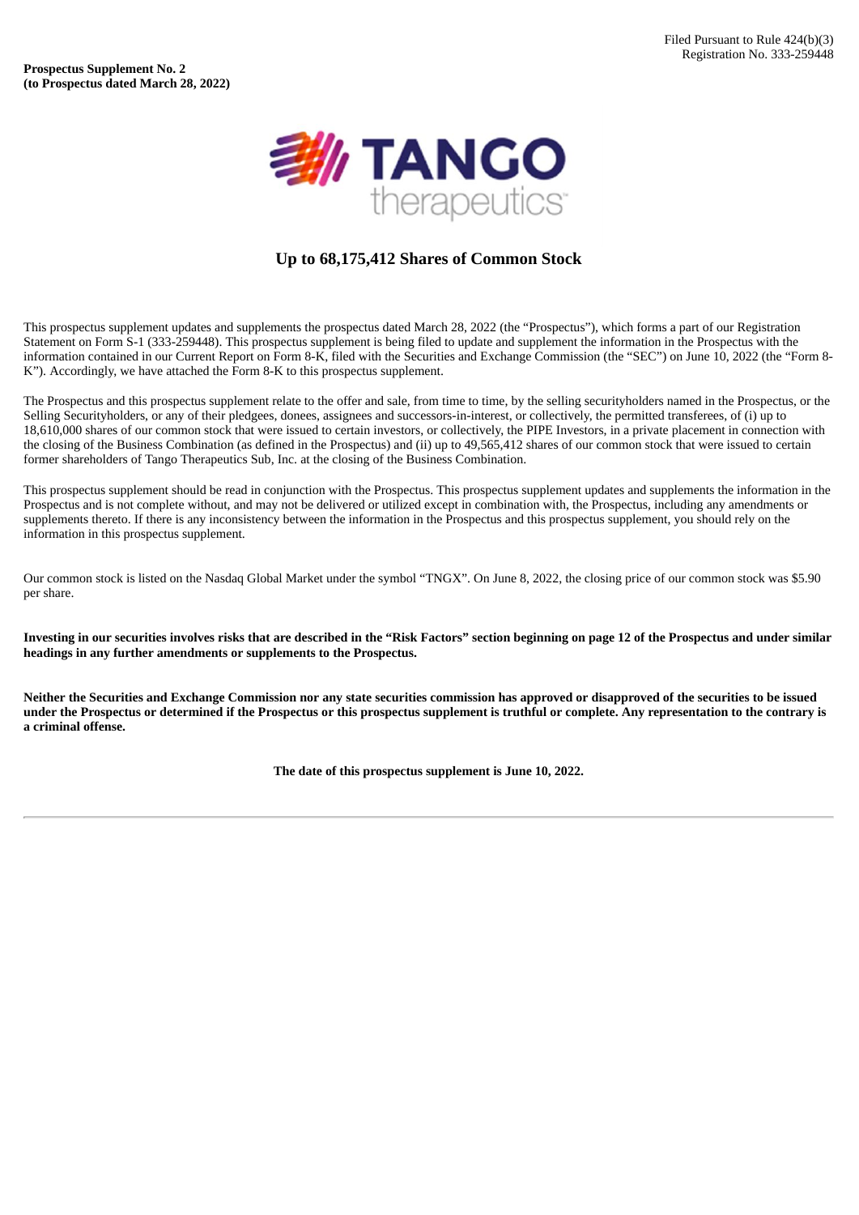Filed Pursuant to Rule 424(b)(3)
Registration No. 333-259448

**Prospectus Supplement No. 2**
**(to Prospectus dated March 28, 2022)**

TANGO therapeutics

## Up to 68,175,412 Shares of Common Stock

This prospectus supplement updates and supplements the prospectus dated March 28, 2022 (the "Prospectus"), which forms a part of our Registration Statement on Form S-1 (333-259448). This prospectus supplement is being filed to update and supplement the information in the Prospectus with the information contained in our Current Report on Form 8-K, filed with the Securities and Exchange Commission (the "SEC") on June 10, 2022 (the "Form 8-K"). Accordingly, we have attached the Form 8-K to this prospectus supplement.

The Prospectus and this prospectus supplement relate to the offer and sale, from time to time, by the selling securityholders named in the Prospectus, or the Selling Securityholders, or any of their pledgees, donees, assignees and successors-in-interest, or collectively, the permitted transferees, of (i) up to 18,610,000 shares of our common stock that were issued to certain investors, or collectively, the PIPE Investors, in a private placement in connection with the closing of the Business Combination (as defined in the Prospectus) and (ii) up to 49,565,412 shares of our common stock that were issued to certain former shareholders of Tango Therapeutics Sub, Inc. at the closing of the Business Combination.

This prospectus supplement should be read in conjunction with the Prospectus. This prospectus supplement updates and supplements the information in the Prospectus and is not complete without, and may not be delivered or utilized except in combination with, the Prospectus, including any amendments or supplements thereto. If there is any inconsistency between the information in the Prospectus and this prospectus supplement, you should rely on the information in this prospectus supplement.

Our common stock is listed on the Nasdaq Global Market under the symbol "TNGX". On June 8, 2022, the closing price of our common stock was $5.90 per share.

**Investing in our securities involves risks that are described in the "Risk Factors" section beginning on page 12 of the Prospectus and under similar headings in any further amendments or supplements to the Prospectus.**

**Neither the Securities and Exchange Commission nor any state securities commission has approved or disapproved of the securities to be issued under the Prospectus or determined if the Prospectus or this prospectus supplement is truthful or complete. Any representation to the contrary is a criminal offense.**

**The date of this prospectus supplement is June 10, 2022.**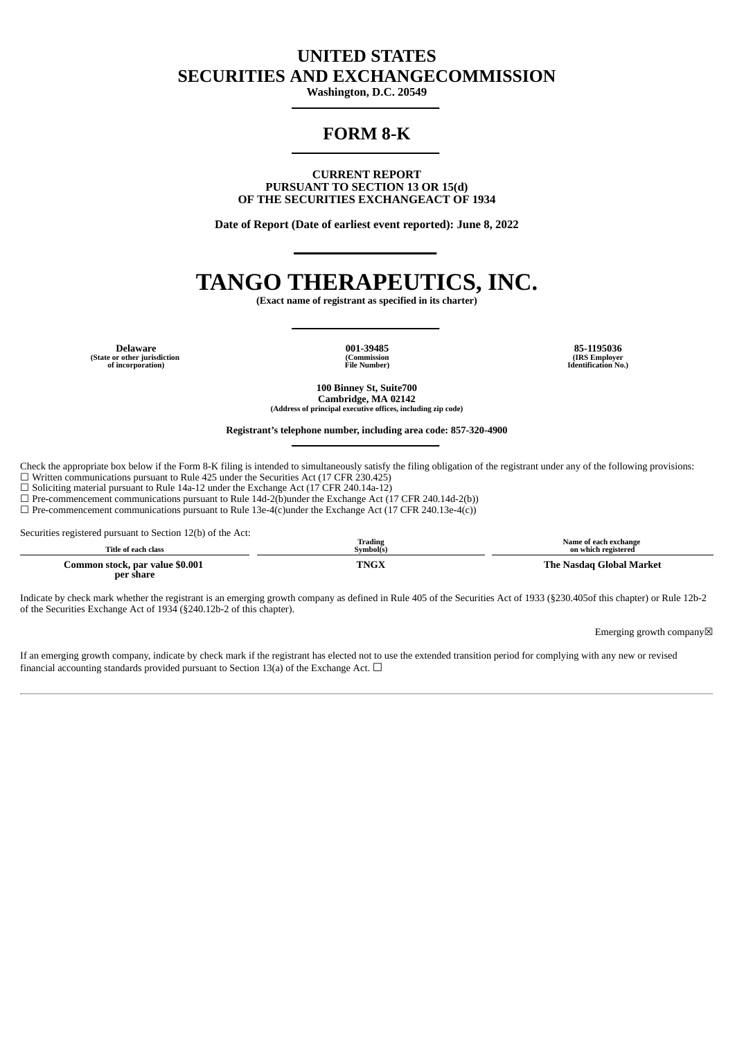# UNITED STATES
# SECURITIES AND EXCHANGECOMMISSION

**Washington, D.C. 20549**

---

# FORM 8-K

---

**CURRENT REPORT**
**PURSUANT TO SECTION 13 OR 15(d)**
**OF THE SECURITIES EXCHANGEACT OF 1934**

**Date of Report (Date of earliest event reported): June 8, 2022**

---

# TANGO THERAPEUTICS, INC.

**(Exact name of registrant as specified in its charter)**

---

| **Delaware** | **001-39485** | **85-1195036** |
|---|---|---|
| **(State or other jurisdiction of incorporation)** | **(Commission File Number)** | **(IRS Employer Identification No.)** |

**100 Binney St, Suite700**
**Cambridge, MA 02142**
**(Address of principal executive offices, including zip code)**

**Registrant's telephone number, including area code: 857-320-4900**

---

Check the appropriate box below if the Form 8-K filing is intended to simultaneously satisfy the filing obligation of the registrant under any of the following provisions:

☐ Written communications pursuant to Rule 425 under the Securities Act (17 CFR 230.425)
☐ Soliciting material pursuant to Rule 14a-12 under the Exchange Act (17 CFR 240.14a-12)
☐ Pre-commencement communications pursuant to Rule 14d-2(b)under the Exchange Act (17 CFR 240.14d-2(b))
☐ Pre-commencement communications pursuant to Rule 13e-4(c)under the Exchange Act (17 CFR 240.13e-4(c))

Securities registered pursuant to Section 12(b) of the Act:

| Title of each class | Trading Symbol(s) | Name of each exchange on which registered |
|---|---|---|
| **Common stock, par value $0.001 per share** | **TNGX** | **The Nasdaq Global Market** |

Indicate by check mark whether the registrant is an emerging growth company as defined in Rule 405 of the Securities Act of 1933 (§230.405of this chapter) or Rule 12b-2 of the Securities Exchange Act of 1934 (§240.12b-2 of this chapter).

Emerging growth company☒

If an emerging growth company, indicate by check mark if the registrant has elected not to use the extended transition period for complying with any new or revised financial accounting standards provided pursuant to Section 13(a) of the Exchange Act. ☐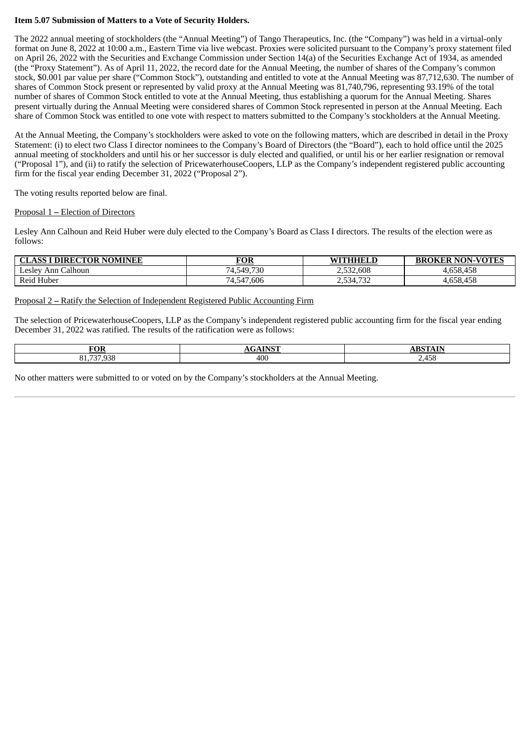**Item 5.07 Submission of Matters to a Vote of Security Holders.**

The 2022 annual meeting of stockholders (the "Annual Meeting") of Tango Therapeutics, Inc. (the "Company") was held in a virtual-only format on June 8, 2022 at 10:00 a.m., Eastern Time via live webcast. Proxies were solicited pursuant to the Company's proxy statement filed on April 26, 2022 with the Securities and Exchange Commission under Section 14(a) of the Securities Exchange Act of 1934, as amended (the "Proxy Statement"). As of April 11, 2022, the record date for the Annual Meeting, the number of shares of the Company's common stock, $0.001 par value per share ("Common Stock"), outstanding and entitled to vote at the Annual Meeting was 87,712,630. The number of shares of Common Stock present or represented by valid proxy at the Annual Meeting was 81,740,796, representing 93.19% of the total number of shares of Common Stock entitled to vote at the Annual Meeting, thus establishing a quorum for the Annual Meeting. Shares present virtually during the Annual Meeting were considered shares of Common Stock represented in person at the Annual Meeting. Each share of Common Stock was entitled to one vote with respect to matters submitted to the Company's stockholders at the Annual Meeting.

At the Annual Meeting, the Company's stockholders were asked to vote on the following matters, which are described in detail in the Proxy Statement: (i) to elect two Class I director nominees to the Company's Board of Directors (the "Board"), each to hold office until the 2025 annual meeting of stockholders and until his or her successor is duly elected and qualified, or until his or her earlier resignation or removal ("Proposal 1"), and (ii) to ratify the selection of PricewaterhouseCoopers, LLP as the Company's independent registered public accounting firm for the fiscal year ending December 31, 2022 ("Proposal 2").

The voting results reported below are final.

Proposal 1 – Election of Directors

Lesley Ann Calhoun and Reid Huber were duly elected to the Company's Board as Class I directors. The results of the election were as follows:

| CLASS I DIRECTOR NOMINEE | FOR | WITHHELD | BROKER NON-VOTES |
|---|---|---|---|
| Lesley Ann Calhoun | 74,549,730 | 2,532,608 | 4,658,458 |
| Reid Huber | 74,547,606 | 2,534,732 | 4,658,458 |

Proposal 2 – Ratify the Selection of Independent Registered Public Accounting Firm

The selection of PricewaterhouseCoopers, LLP as the Company's independent registered public accounting firm for the fiscal year ending December 31, 2022 was ratified. The results of the ratification were as follows:

| FOR | AGAINST | ABSTAIN |
|---|---|---|
| 81,737,938 | 400 | 2,458 |

No other matters were submitted to or voted on by the Company's stockholders at the Annual Meeting.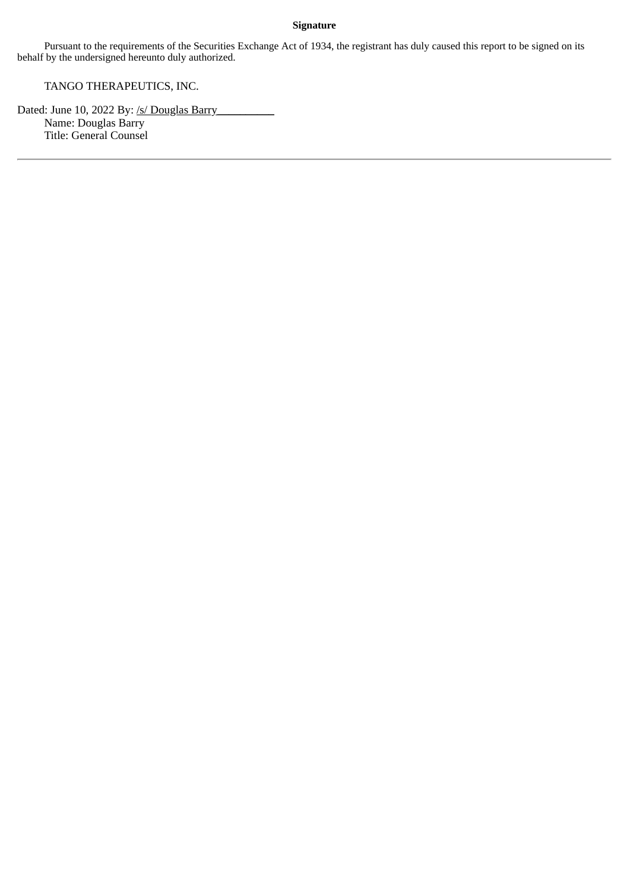**Signature**

Pursuant to the requirements of the Securities Exchange Act of 1934, the registrant has duly caused this report to be signed on its behalf by the undersigned hereunto duly authorized.

TANGO THERAPEUTICS, INC.

Dated: June 10, 2022 By: /s/ Douglas Barry
Name: Douglas Barry
Title: General Counsel